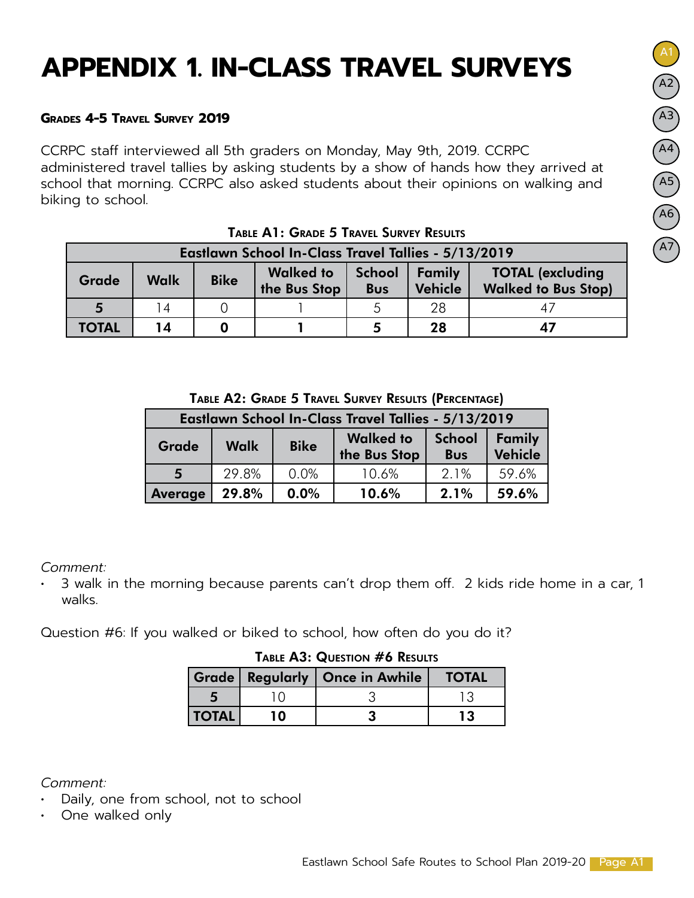# APPENDIX 1. IN-CLASS TRAVEL SURVEYS

### Grades 4-5 Travel Survey 2019

CCRPC staff interviewed all 5th graders on Monday, May 9th, 2019. CCRPC administered travel tallies by asking students by a show of hands how they arrived at school that morning. CCRPC also asked students about their opinions on walking and biking to school.

**Table A1: Grade 5 Travel Survey Results**

| Eastlawn School In-Class Travel Tallies - 5/13/2019 | | | | | | |
|---|---|---|---|---|---|---|
| **Grade** | **Walk** | **Bike** | **Walked to the Bus Stop** | **School Bus** | **Family Vehicle** | **TOTAL (excluding Walked to Bus Stop)** |
| **5** | 14 | 0 | 1 | 5 | 28 | 47 |
| **TOTAL** | **14** | **0** | **1** | **5** | **28** | **47** |

**Table A2: Grade 5 Travel Survey Results (Percentage)**

| Eastlawn School In-Class Travel Tallies - 5/13/2019 | | | | | |
|---|---|---|---|---|---|
| **Grade** | **Walk** | **Bike** | **Walked to the Bus Stop** | **School Bus** | **Family Vehicle** |
| **5** | 29.8% | 0.0% | 10.6% | 2.1% | 59.6% |
| **Average** | **29.8%** | **0.0%** | **10.6%** | **2.1%** | **59.6%** |

*Comment:*

- 3 walk in the morning because parents can't drop them off. 2 kids ride home in a car, 1 walks.

Question #6: If you walked or biked to school, how often do you do it?

**Table A3: Question #6 Results**

| Grade | Regularly | Once in Awhile | TOTAL |
|---|---|---|---|
| **5** | 10 | 3 | 13 |
| **TOTAL** | **10** | **3** | **13** |

*Comment:*

- Daily, one from school, not to school
- One walked only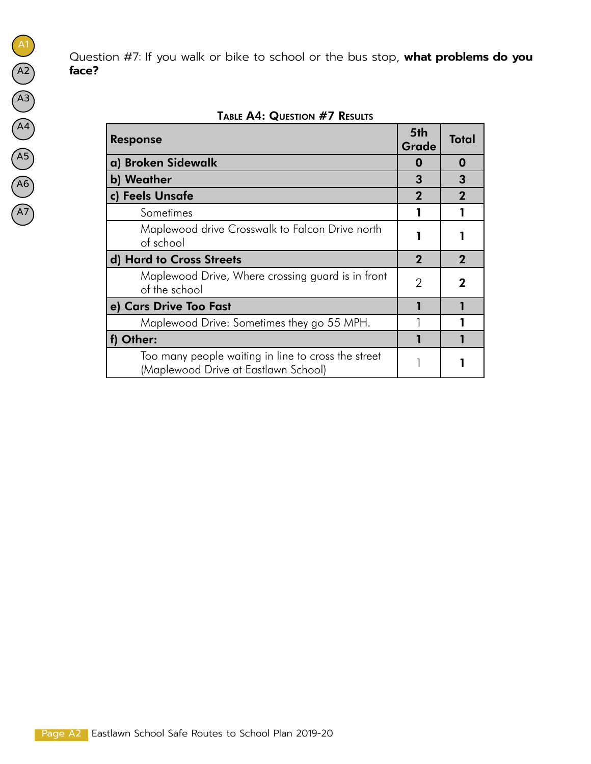Question #7: If you walk or bike to school or the bus stop, **what problems do you face?**

**TABLE A4: QUESTION #7 RESULTS**

| Response | 5th Grade | Total |
|---|---|---|
| **a) Broken Sidewalk** | **0** | **0** |
| **b) Weather** | **3** | **3** |
| **c) Feels Unsafe** | **2** | **2** |
| Sometimes | **1** | **1** |
| Maplewood drive Crosswalk to Falcon Drive north of school | **1** | **1** |
| **d) Hard to Cross Streets** | **2** | **2** |
| Maplewood Drive, Where crossing guard is in front of the school | 2 | **2** |
| **e) Cars Drive Too Fast** | **1** | **1** |
| Maplewood Drive: Sometimes they go 55 MPH. | 1 | **1** |
| **f) Other:** | **1** | **1** |
| Too many people waiting in line to cross the street (Maplewood Drive at Eastlawn School) | 1 | **1** |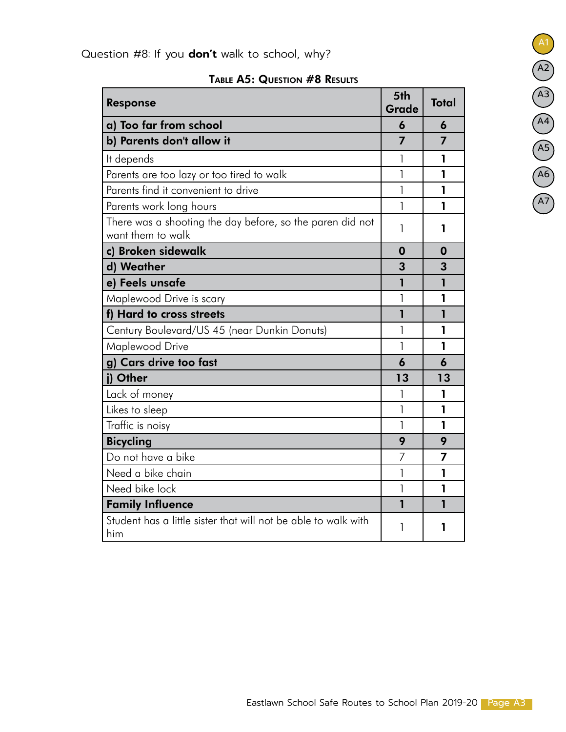Question #8: If you **don't** walk to school, why?

**Table A5: Question #8 Results**

| Response | 5th Grade | Total |
|---|---|---|
| **a) Too far from school** | **6** | **6** |
| **b) Parents don't allow it** | **7** | **7** |
| It depends | 1 | **1** |
| Parents are too lazy or too tired to walk | 1 | **1** |
| Parents find it convenient to drive | 1 | **1** |
| Parents work long hours | 1 | **1** |
| There was a shooting the day before, so the paren did not want them to walk | 1 | **1** |
| **c) Broken sidewalk** | **0** | **0** |
| **d) Weather** | **3** | **3** |
| **e) Feels unsafe** | **1** | **1** |
| Maplewood Drive is scary | 1 | **1** |
| **f) Hard to cross streets** | **1** | **1** |
| Century Boulevard/US 45 (near Dunkin Donuts) | 1 | **1** |
| Maplewood Drive | 1 | **1** |
| **g) Cars drive too fast** | **6** | **6** |
| **j) Other** | **13** | **13** |
| Lack of money | 1 | **1** |
| Likes to sleep | 1 | **1** |
| Traffic is noisy | 1 | **1** |
| **Bicycling** | **9** | **9** |
| Do not have a bike | 7 | **7** |
| Need a bike chain | 1 | **1** |
| Need bike lock | 1 | **1** |
| **Family Influence** | **1** | **1** |
| Student has a little sister that will not be able to walk with him | 1 | **1** |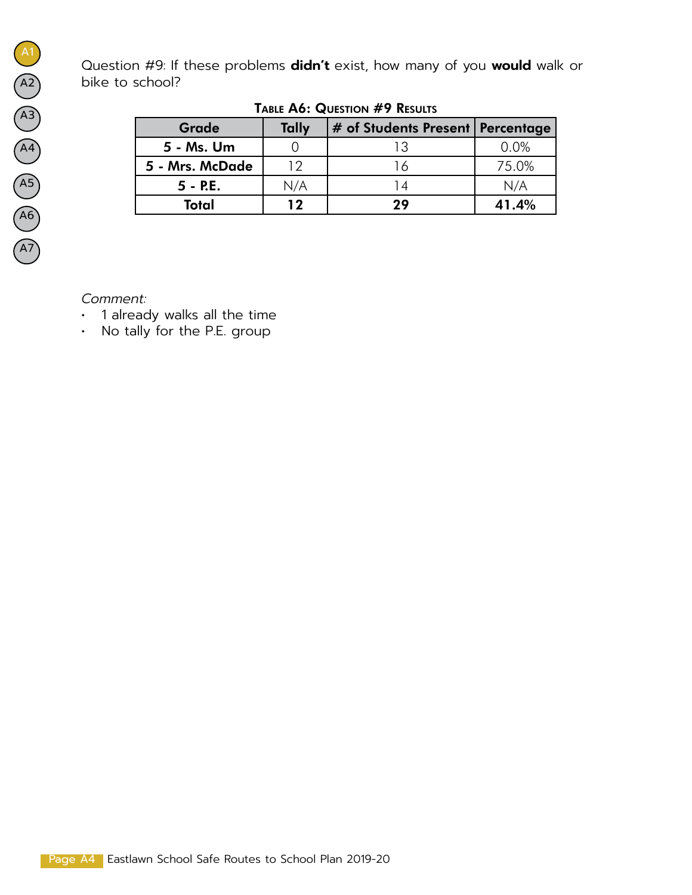Question #9: If these problems **didn't** exist, how many of you **would** walk or bike to school?

**Table A6: Question #9 Results**

| Grade | Tally | # of Students Present | Percentage |
|---|---|---|---|
| **5 - Ms. Um** | 0 | 13 | 0.0% |
| **5 - Mrs. McDade** | 12 | 16 | 75.0% |
| **5 - P.E.** | N/A | 14 | N/A |
| **Total** | **12** | **29** | **41.4%** |

*Comment:*

- 1 already walks all the time
- No tally for the P.E. group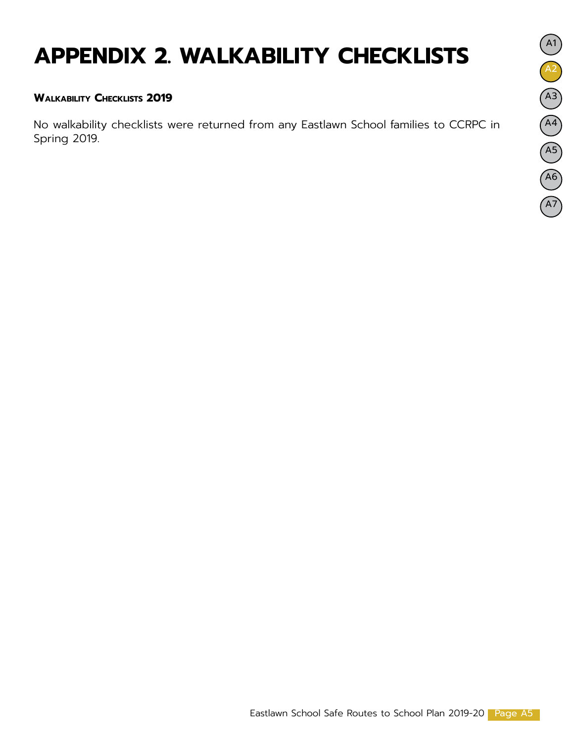# APPENDIX 2. WALKABILITY CHECKLISTS

### Walkability Checklists 2019

No walkability checklists were returned from any Eastlawn School families to CCRPC in Spring 2019.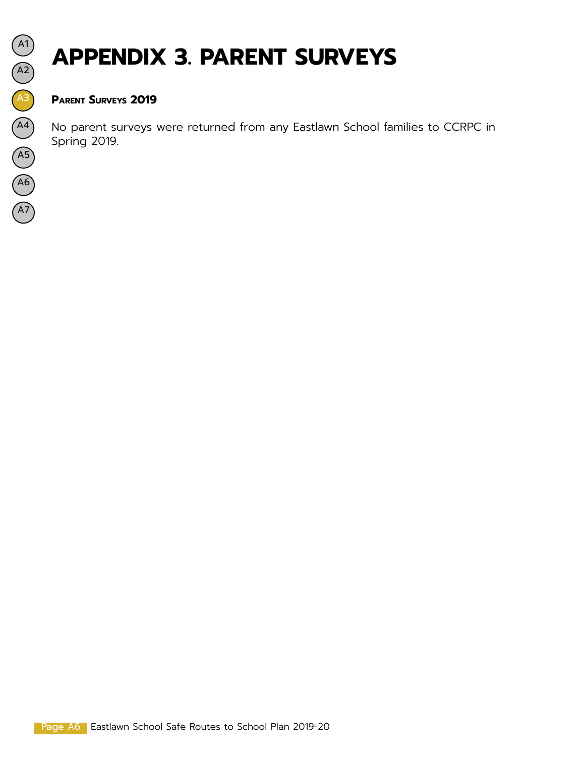# APPENDIX 3. PARENT SURVEYS

### Parent Surveys 2019

No parent surveys were returned from any Eastlawn School families to CCRPC in Spring 2019.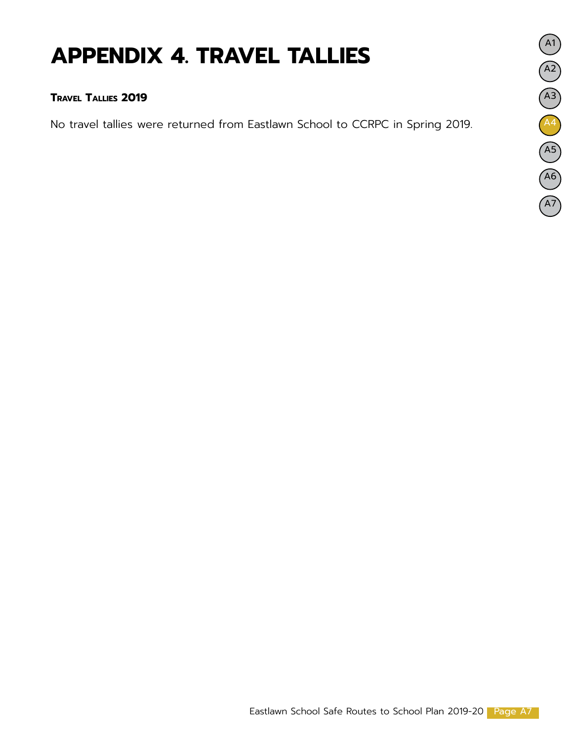# APPENDIX 4. TRAVEL TALLIES

### Travel Tallies 2019

No travel tallies were returned from Eastlawn School to CCRPC in Spring 2019.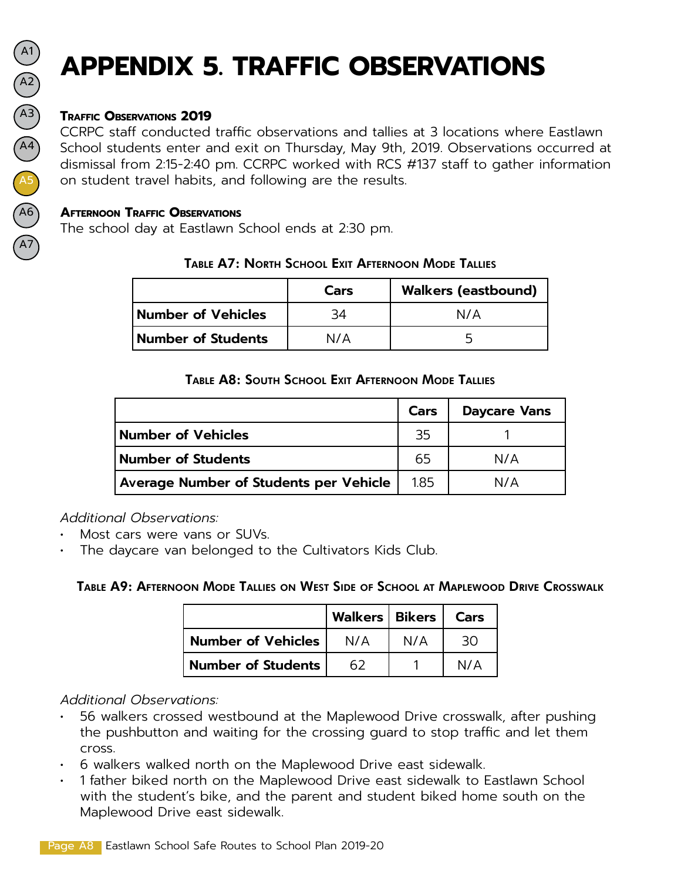# APPENDIX 5. TRAFFIC OBSERVATIONS

### Traffic Observations 2019

CCRPC staff conducted traffic observations and tallies at 3 locations where Eastlawn School students enter and exit on Thursday, May 9th, 2019. Observations occurred at dismissal from 2:15-2:40 pm. CCRPC worked with RCS #137 staff to gather information on student travel habits, and following are the results.

### Afternoon Traffic Observations

The school day at Eastlawn School ends at 2:30 pm.

**Table A7: North School Exit Afternoon Mode Tallies**

| | Cars | Walkers (eastbound) |
|---|---|---|
| **Number of Vehicles** | 34 | N/A |
| **Number of Students** | N/A | 5 |

**Table A8: South School Exit Afternoon Mode Tallies**

| | Cars | Daycare Vans |
|---|---|---|
| **Number of Vehicles** | 35 | 1 |
| **Number of Students** | 65 | N/A |
| **Average Number of Students per Vehicle** | 1.85 | N/A |

*Additional Observations:*

- Most cars were vans or SUVs.
- The daycare van belonged to the Cultivators Kids Club.

**Table A9: Afternoon Mode Tallies on West Side of School at Maplewood Drive Crosswalk**

| | Walkers | Bikers | Cars |
|---|---|---|---|
| **Number of Vehicles** | N/A | N/A | 30 |
| **Number of Students** | 62 | 1 | N/A |

*Additional Observations:*

- 56 walkers crossed westbound at the Maplewood Drive crosswalk, after pushing the pushbutton and waiting for the crossing guard to stop traffic and let them cross.
- 6 walkers walked north on the Maplewood Drive east sidewalk.
- 1 father biked north on the Maplewood Drive east sidewalk to Eastlawn School with the student's bike, and the parent and student biked home south on the Maplewood Drive east sidewalk.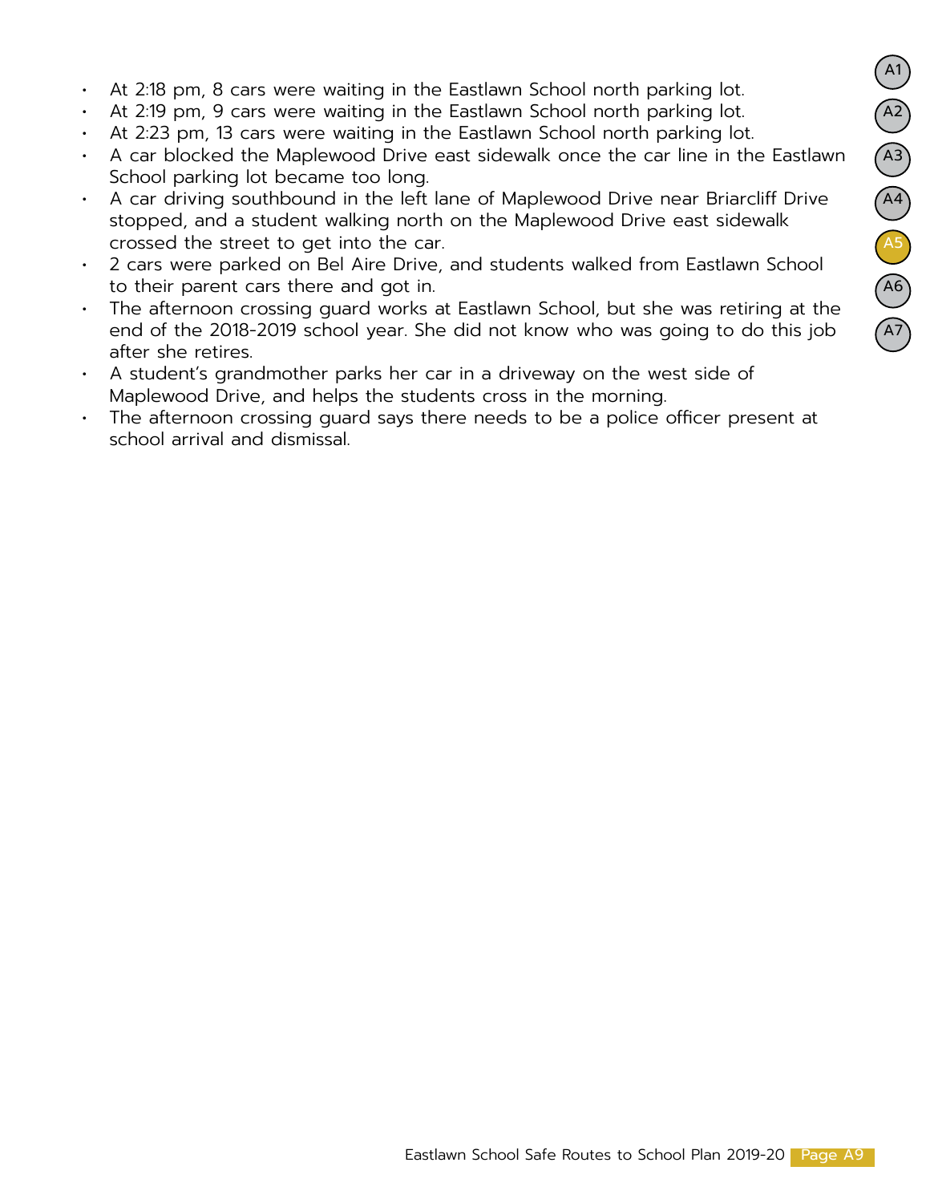- At 2:18 pm, 8 cars were waiting in the Eastlawn School north parking lot.
- At 2:19 pm, 9 cars were waiting in the Eastlawn School north parking lot.
- At 2:23 pm, 13 cars were waiting in the Eastlawn School north parking lot.
- A car blocked the Maplewood Drive east sidewalk once the car line in the Eastlawn School parking lot became too long.
- A car driving southbound in the left lane of Maplewood Drive near Briarcliff Drive stopped, and a student walking north on the Maplewood Drive east sidewalk crossed the street to get into the car.
- 2 cars were parked on Bel Aire Drive, and students walked from Eastlawn School to their parent cars there and got in.
- The afternoon crossing guard works at Eastlawn School, but she was retiring at the end of the 2018-2019 school year. She did not know who was going to do this job after she retires.
- A student's grandmother parks her car in a driveway on the west side of Maplewood Drive, and helps the students cross in the morning.
- The afternoon crossing guard says there needs to be a police officer present at school arrival and dismissal.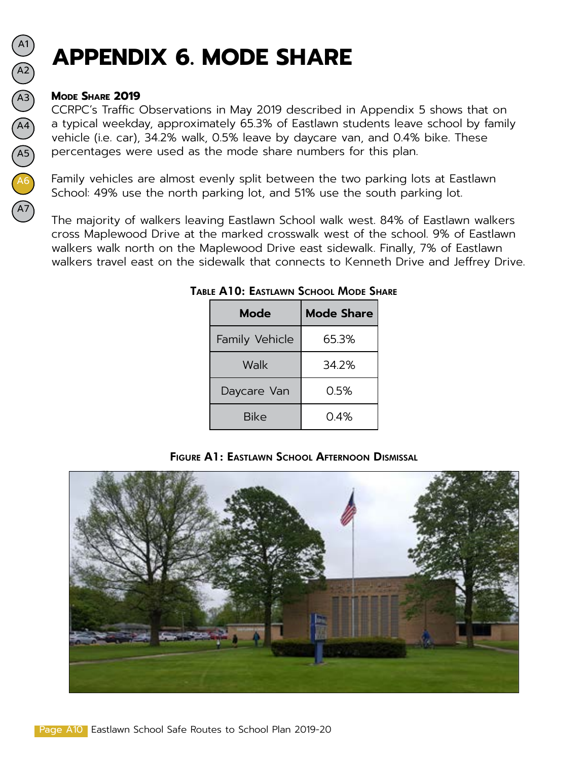# APPENDIX 6. MODE SHARE

### Mode Share 2019

CCRPC's Traffic Observations in May 2019 described in Appendix 5 shows that on a typical weekday, approximately 65.3% of Eastlawn students leave school by family vehicle (i.e. car), 34.2% walk, 0.5% leave by daycare van, and 0.4% bike. These percentages were used as the mode share numbers for this plan.

Family vehicles are almost evenly split between the two parking lots at Eastlawn School: 49% use the north parking lot, and 51% use the south parking lot.

The majority of walkers leaving Eastlawn School walk west. 84% of Eastlawn walkers cross Maplewood Drive at the marked crosswalk west of the school. 9% of Eastlawn walkers walk north on the Maplewood Drive east sidewalk. Finally, 7% of Eastlawn walkers travel east on the sidewalk that connects to Kenneth Drive and Jeffrey Drive.

**Table A10: Eastlawn School Mode Share**

| Mode | Mode Share |
|---|---|
| Family Vehicle | 65.3% |
| Walk | 34.2% |
| Daycare Van | 0.5% |
| Bike | 0.4% |

**Figure A1: Eastlawn School Afternoon Dismissal**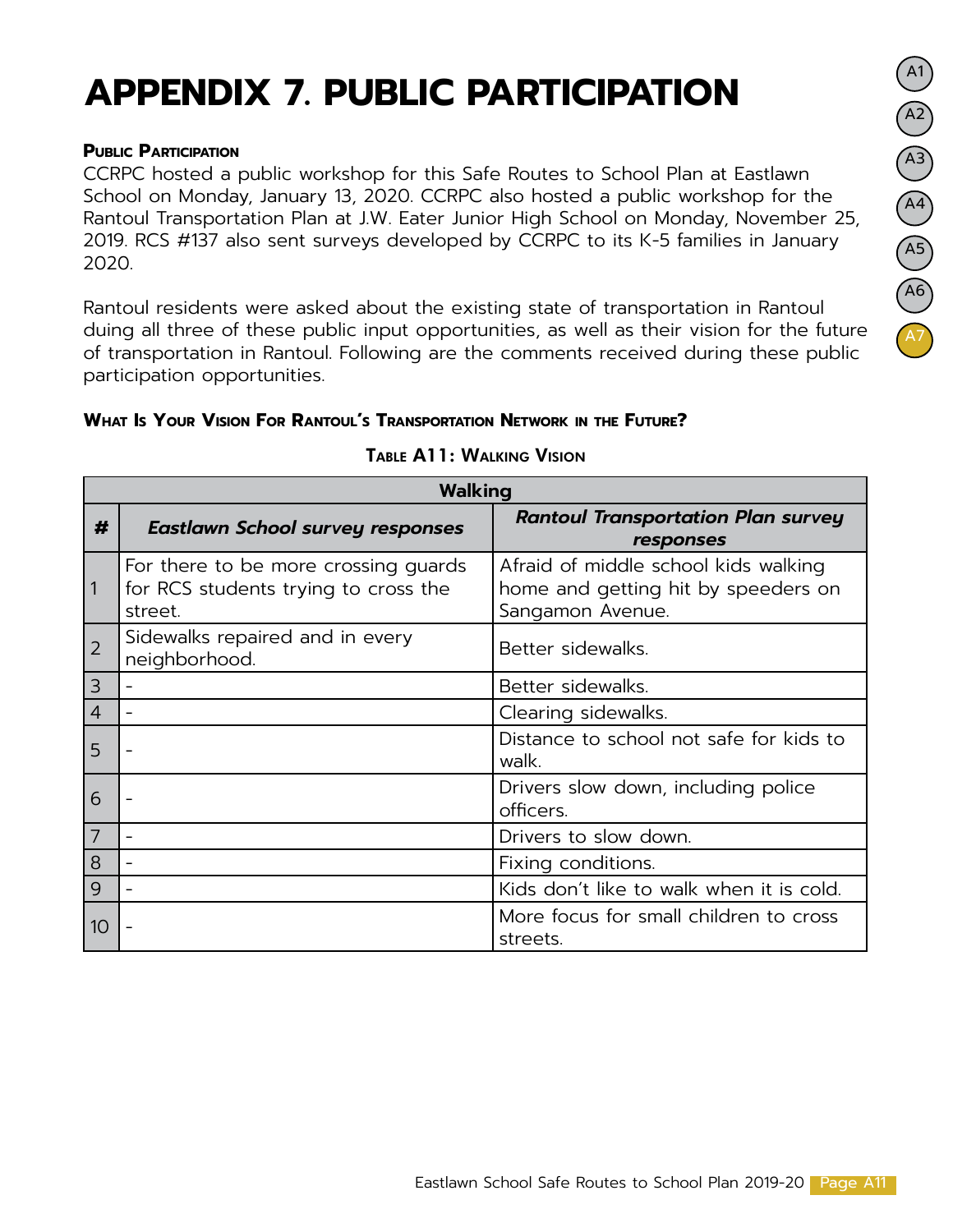# APPENDIX 7. PUBLIC PARTICIPATION

### Public Participation

CCRPC hosted a public workshop for this Safe Routes to School Plan at Eastlawn School on Monday, January 13, 2020. CCRPC also hosted a public workshop for the Rantoul Transportation Plan at J.W. Eater Junior High School on Monday, November 25, 2019. RCS #137 also sent surveys developed by CCRPC to its K-5 families in January 2020.

Rantoul residents were asked about the existing state of transportation in Rantoul duing all three of these public input opportunities, as well as their vision for the future of transportation in Rantoul. Following are the comments received during these public participation opportunities.

### What Is Your Vision For Rantoul's Transportation Network in the Future?

**Table A11: Walking Vision**

| Walking | | |
|---|---|---|
| **#** | ***Eastlawn School survey responses*** | ***Rantoul Transportation Plan survey responses*** |
| 1 | For there to be more crossing guards for RCS students trying to cross the street. | Afraid of middle school kids walking home and getting hit by speeders on Sangamon Avenue. |
| 2 | Sidewalks repaired and in every neighborhood. | Better sidewalks. |
| 3 | - | Better sidewalks. |
| 4 | - | Clearing sidewalks. |
| 5 | - | Distance to school not safe for kids to walk. |
| 6 | - | Drivers slow down, including police officers. |
| 7 | - | Drivers to slow down. |
| 8 | - | Fixing conditions. |
| 9 | - | Kids don't like to walk when it is cold. |
| 10 | - | More focus for small children to cross streets. |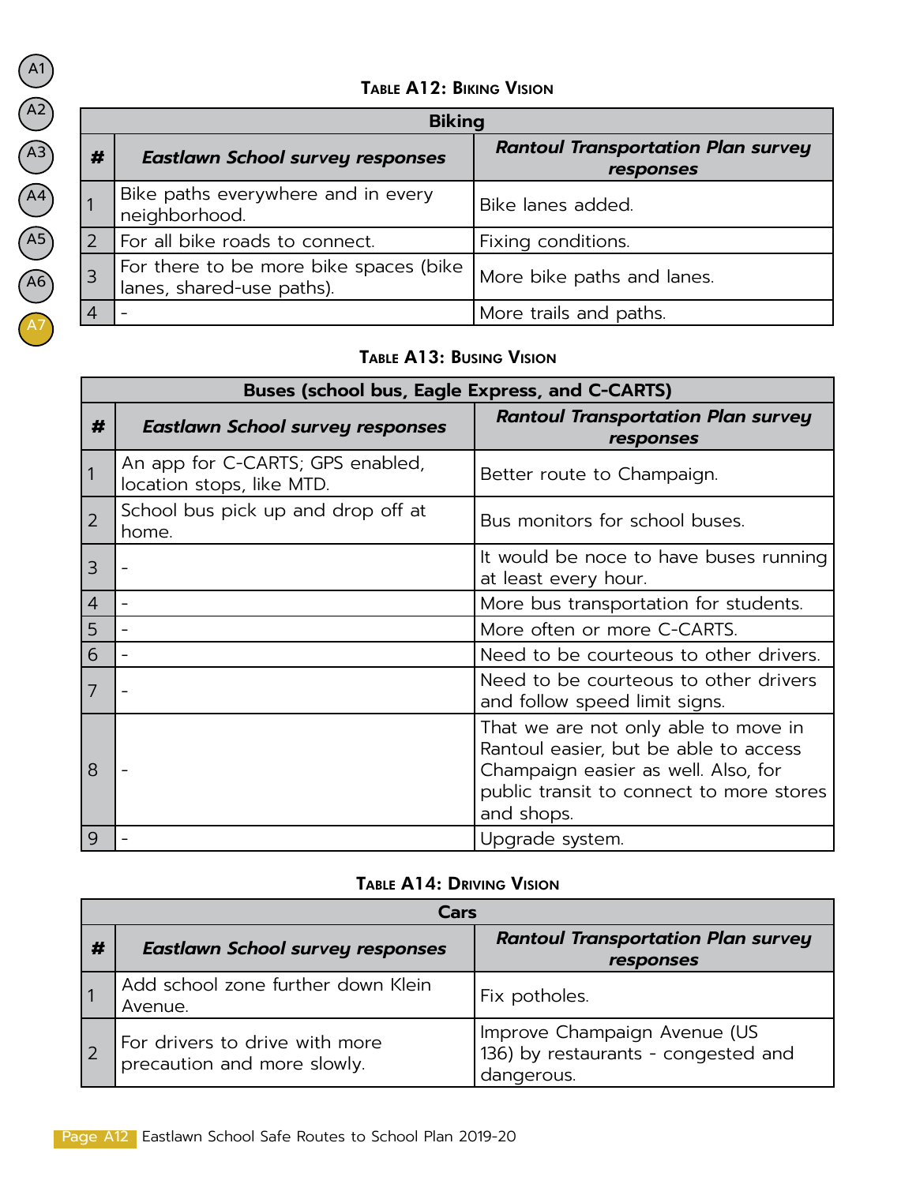**Table A12: Biking Vision**

| Biking | | |
|---|---|---|
| **#** | ***Eastlawn School survey responses*** | ***Rantoul Transportation Plan survey responses*** |
| 1 | Bike paths everywhere and in every neighborhood. | Bike lanes added. |
| 2 | For all bike roads to connect. | Fixing conditions. |
| 3 | For there to be more bike spaces (bike lanes, shared-use paths). | More bike paths and lanes. |
| 4 | - | More trails and paths. |

**Table A13: Busing Vision**

| Buses (school bus, Eagle Express, and C-CARTS) | | |
|---|---|---|
| **#** | ***Eastlawn School survey responses*** | ***Rantoul Transportation Plan survey responses*** |
| 1 | An app for C-CARTS; GPS enabled, location stops, like MTD. | Better route to Champaign. |
| 2 | School bus pick up and drop off at home. | Bus monitors for school buses. |
| 3 | - | It would be noce to have buses running at least every hour. |
| 4 | - | More bus transportation for students. |
| 5 | - | More often or more C-CARTS. |
| 6 | - | Need to be courteous to other drivers. |
| 7 | - | Need to be courteous to other drivers and follow speed limit signs. |
| 8 | - | That we are not only able to move in Rantoul easier, but be able to access Champaign easier as well. Also, for public transit to connect to more stores and shops. |
| 9 | - | Upgrade system. |

**Table A14: Driving Vision**

| Cars | | |
|---|---|---|
| **#** | ***Eastlawn School survey responses*** | ***Rantoul Transportation Plan survey responses*** |
| 1 | Add school zone further down Klein Avenue. | Fix potholes. |
| 2 | For drivers to drive with more precaution and more slowly. | Improve Champaign Avenue (US 136) by restaurants - congested and dangerous. |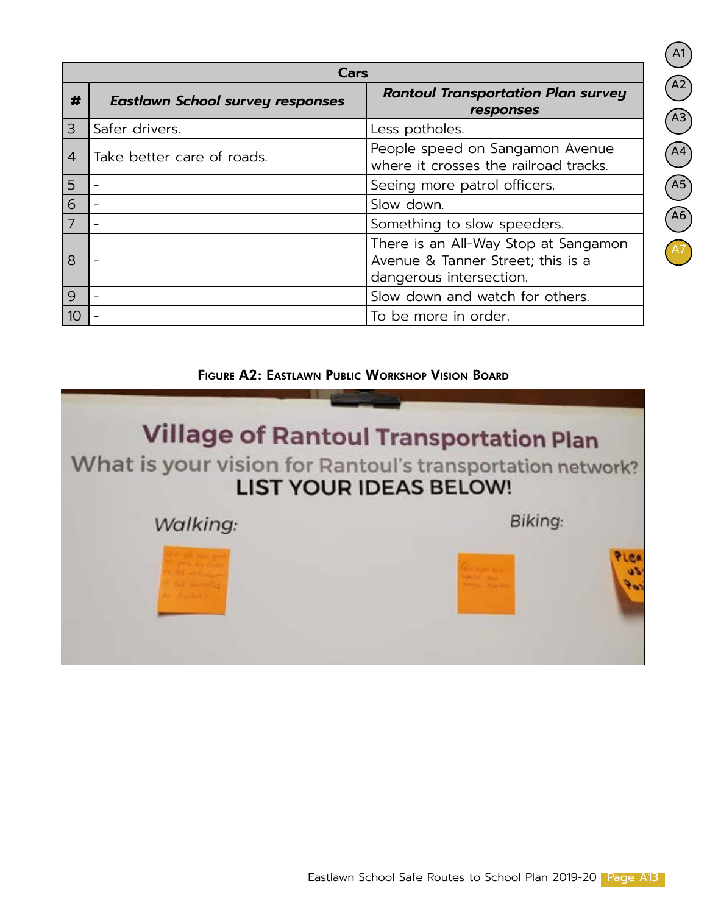| Cars | | |
|---|---|---|
| # | *Eastlawn School survey responses* | *Rantoul Transportation Plan survey responses* |
| 3 | Safer drivers. | Less potholes. |
| 4 | Take better care of roads. | People speed on Sangamon Avenue where it crosses the railroad tracks. |
| 5 | - | Seeing more patrol officers. |
| 6 | - | Slow down. |
| 7 | - | Something to slow speeders. |
| 8 | - | There is an All-Way Stop at Sangamon Avenue & Tanner Street; this is a dangerous intersection. |
| 9 | - | Slow down and watch for others. |
| 10 | - | To be more in order. |

**Figure A2: Eastlawn Public Workshop Vision Board**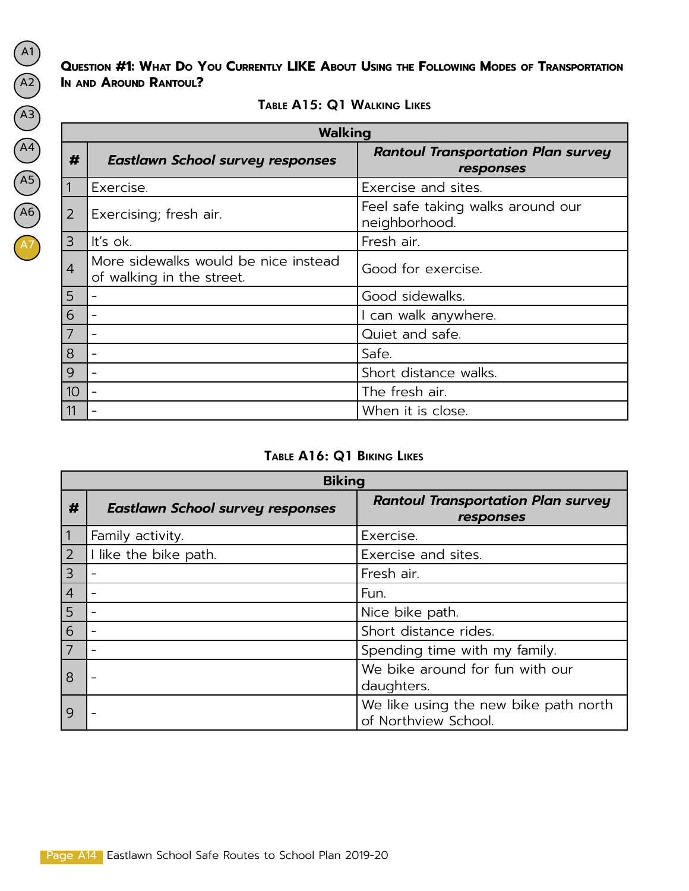### Question #1: What Do You Currently LIKE About Using the Following Modes of Transportation In and Around Rantoul?

**Table A15: Q1 Walking Likes**

| Walking | | |
|---|---|---|
| **#** | ***Eastlawn School survey responses*** | ***Rantoul Transportation Plan survey responses*** |
| 1 | Exercise. | Exercise and sites. |
| 2 | Exercising; fresh air. | Feel safe taking walks around our neighborhood. |
| 3 | It's ok. | Fresh air. |
| 4 | More sidewalks would be nice instead of walking in the street. | Good for exercise. |
| 5 | - | Good sidewalks. |
| 6 | - | I can walk anywhere. |
| 7 | - | Quiet and safe. |
| 8 | - | Safe. |
| 9 | - | Short distance walks. |
| 10 | - | The fresh air. |
| 11 | - | When it is close. |

**Table A16: Q1 Biking Likes**

| Biking | | |
|---|---|---|
| **#** | ***Eastlawn School survey responses*** | ***Rantoul Transportation Plan survey responses*** |
| 1 | Family activity. | Exercise. |
| 2 | I like the bike path. | Exercise and sites. |
| 3 | - | Fresh air. |
| 4 | - | Fun. |
| 5 | - | Nice bike path. |
| 6 | - | Short distance rides. |
| 7 | - | Spending time with my family. |
| 8 | - | We bike around for fun with our daughters. |
| 9 | - | We like using the new bike path north of Northview School. |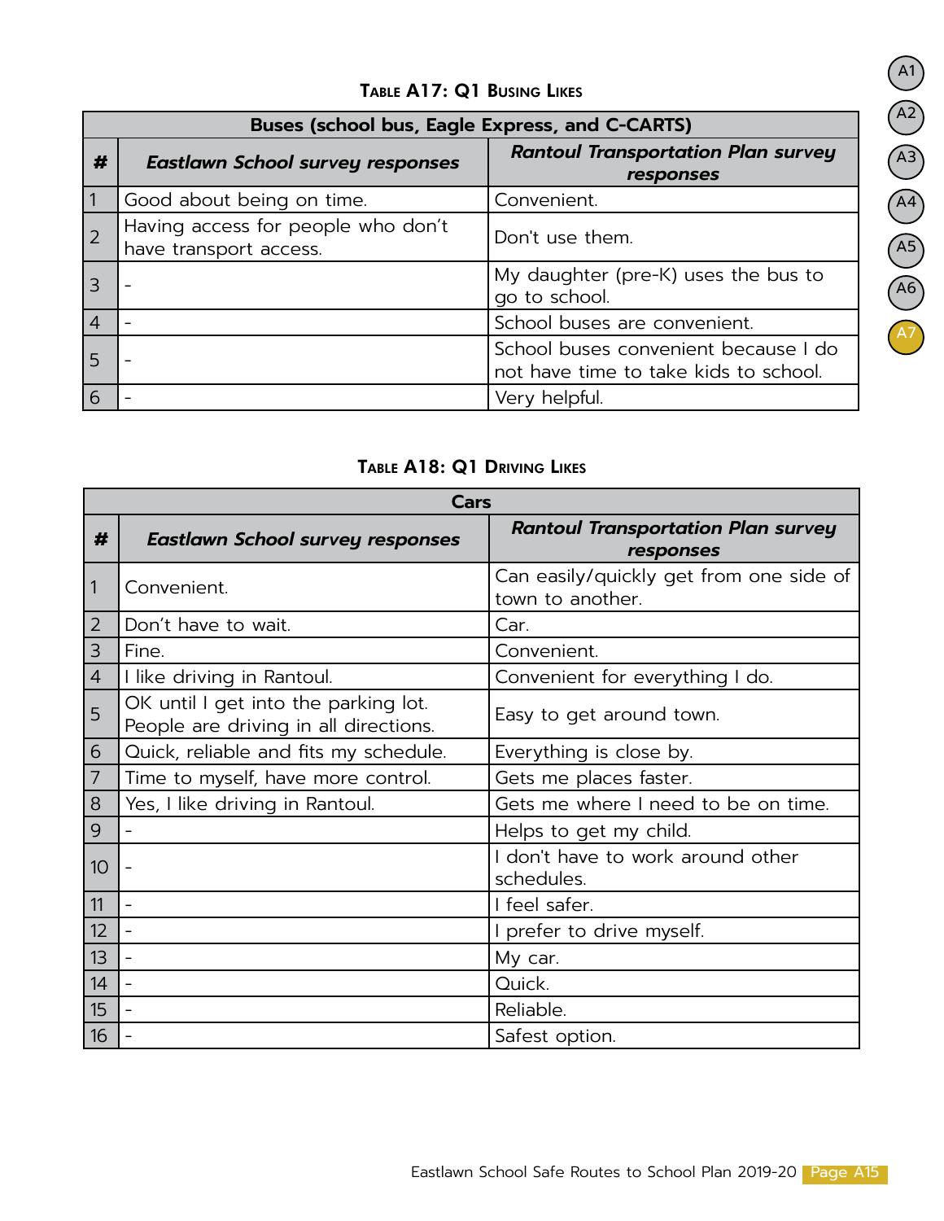#### Table A17: Q1 Busing Likes

| Buses (school bus, Eagle Express, and C-CARTS) | | |
|---|---|---|
| **#** | ***Eastlawn School survey responses*** | ***Rantoul Transportation Plan survey responses*** |
| 1 | Good about being on time. | Convenient. |
| 2 | Having access for people who don't have transport access. | Don't use them. |
| 3 | - | My daughter (pre-K) uses the bus to go to school. |
| 4 | - | School buses are convenient. |
| 5 | - | School buses convenient because I do not have time to take kids to school. |
| 6 | - | Very helpful. |

#### Table A18: Q1 Driving Likes

| Cars | | |
|---|---|---|
| **#** | ***Eastlawn School survey responses*** | ***Rantoul Transportation Plan survey responses*** |
| 1 | Convenient. | Can easily/quickly get from one side of town to another. |
| 2 | Don't have to wait. | Car. |
| 3 | Fine. | Convenient. |
| 4 | I like driving in Rantoul. | Convenient for everything I do. |
| 5 | OK until I get into the parking lot. People are driving in all directions. | Easy to get around town. |
| 6 | Quick, reliable and fits my schedule. | Everything is close by. |
| 7 | Time to myself, have more control. | Gets me places faster. |
| 8 | Yes, I like driving in Rantoul. | Gets me where I need to be on time. |
| 9 | - | Helps to get my child. |
| 10 | - | I don't have to work around other schedules. |
| 11 | - | I feel safer. |
| 12 | - | I prefer to drive myself. |
| 13 | - | My car. |
| 14 | - | Quick. |
| 15 | - | Reliable. |
| 16 | - | Safest option. |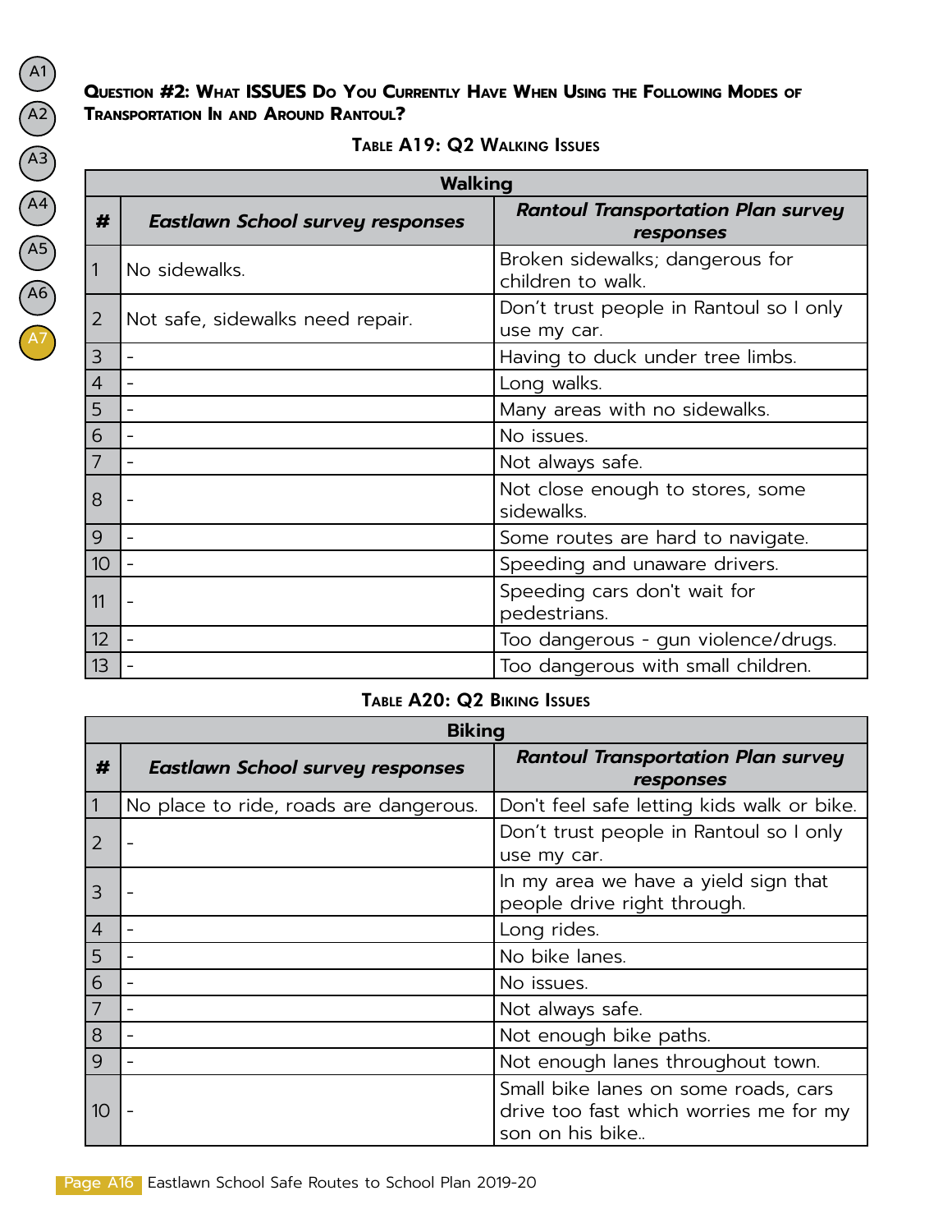### Question #2: What ISSUES Do You Currently Have When Using the Following Modes of Transportation In and Around Rantoul?

**Table A19: Q2 Walking Issues**

| Walking | | |
|---|---|---|
| **#** | ***Eastlawn School survey responses*** | ***Rantoul Transportation Plan survey responses*** |
| 1 | No sidewalks. | Broken sidewalks; dangerous for children to walk. |
| 2 | Not safe, sidewalks need repair. | Don't trust people in Rantoul so I only use my car. |
| 3 | - | Having to duck under tree limbs. |
| 4 | - | Long walks. |
| 5 | - | Many areas with no sidewalks. |
| 6 | - | No issues. |
| 7 | - | Not always safe. |
| 8 | - | Not close enough to stores, some sidewalks. |
| 9 | - | Some routes are hard to navigate. |
| 10 | - | Speeding and unaware drivers. |
| 11 | - | Speeding cars don't wait for pedestrians. |
| 12 | - | Too dangerous - gun violence/drugs. |
| 13 | - | Too dangerous with small children. |

**Table A20: Q2 Biking Issues**

| Biking | | |
|---|---|---|
| **#** | ***Eastlawn School survey responses*** | ***Rantoul Transportation Plan survey responses*** |
| 1 | No place to ride, roads are dangerous. | Don't feel safe letting kids walk or bike. |
| 2 | - | Don't trust people in Rantoul so I only use my car. |
| 3 | - | In my area we have a yield sign that people drive right through. |
| 4 | - | Long rides. |
| 5 | - | No bike lanes. |
| 6 | - | No issues. |
| 7 | - | Not always safe. |
| 8 | - | Not enough bike paths. |
| 9 | - | Not enough lanes throughout town. |
| 10 | - | Small bike lanes on some roads, cars drive too fast which worries me for my son on his bike.. |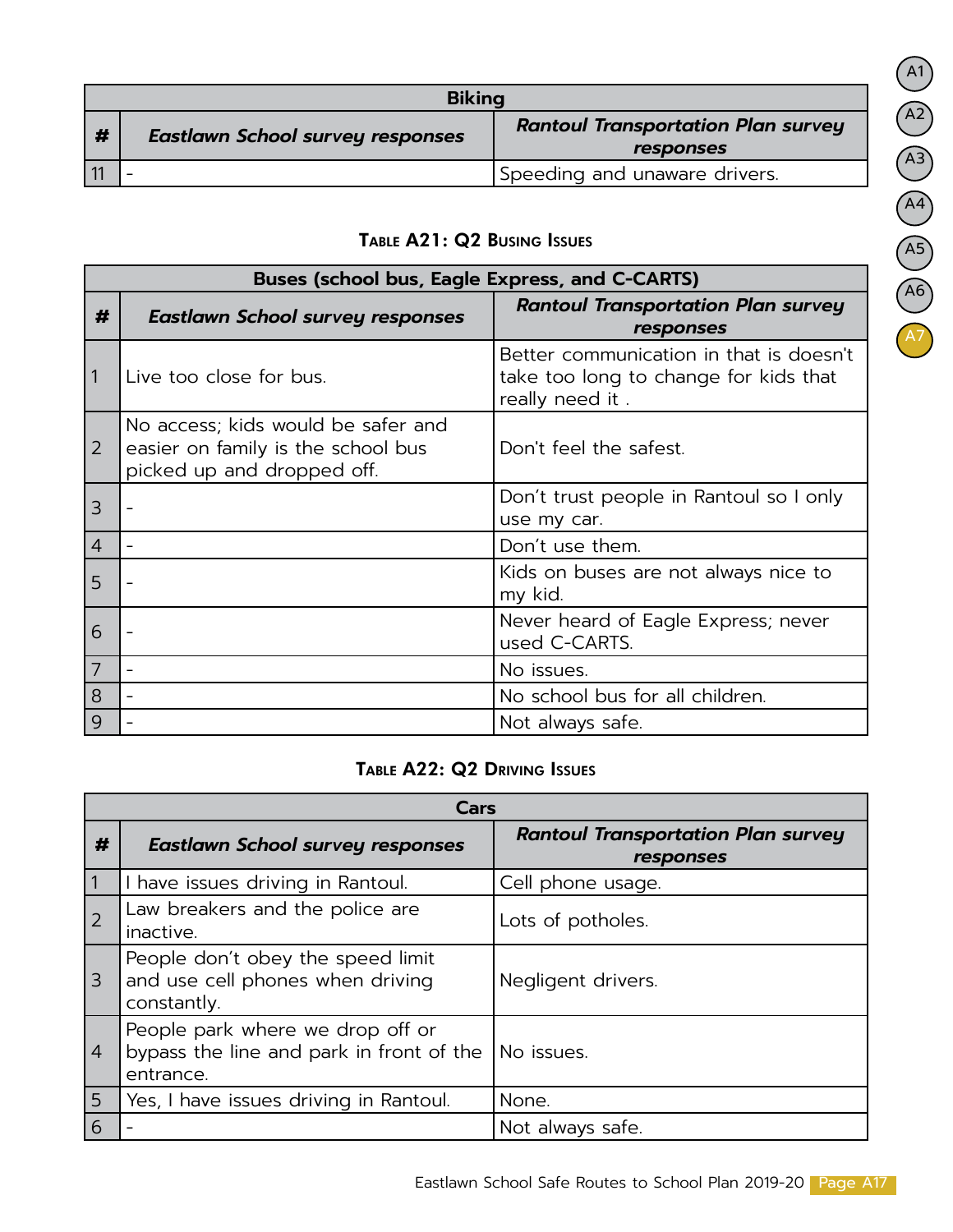| Biking | | |
|---|---|---|
| **#** | ***Eastlawn School survey responses*** | ***Rantoul Transportation Plan survey responses*** |
| 11 | - | Speeding and unaware drivers. |

**Table A21: Q2 Busing Issues**

| Buses (school bus, Eagle Express, and C-CARTS) | | |
|---|---|---|
| **#** | ***Eastlawn School survey responses*** | ***Rantoul Transportation Plan survey responses*** |
| 1 | Live too close for bus. | Better communication in that is doesn't take too long to change for kids that really need it . |
| 2 | No access; kids would be safer and easier on family is the school bus picked up and dropped off. | Don't feel the safest. |
| 3 | - | Don't trust people in Rantoul so I only use my car. |
| 4 | - | Don't use them. |
| 5 | - | Kids on buses are not always nice to my kid. |
| 6 | - | Never heard of Eagle Express; never used C-CARTS. |
| 7 | - | No issues. |
| 8 | - | No school bus for all children. |
| 9 | - | Not always safe. |

**Table A22: Q2 Driving Issues**

| Cars | | |
|---|---|---|
| **#** | ***Eastlawn School survey responses*** | ***Rantoul Transportation Plan survey responses*** |
| 1 | I have issues driving in Rantoul. | Cell phone usage. |
| 2 | Law breakers and the police are inactive. | Lots of potholes. |
| 3 | People don't obey the speed limit and use cell phones when driving constantly. | Negligent drivers. |
| 4 | People park where we drop off or bypass the line and park in front of the entrance. | No issues. |
| 5 | Yes, I have issues driving in Rantoul. | None. |
| 6 | - | Not always safe. |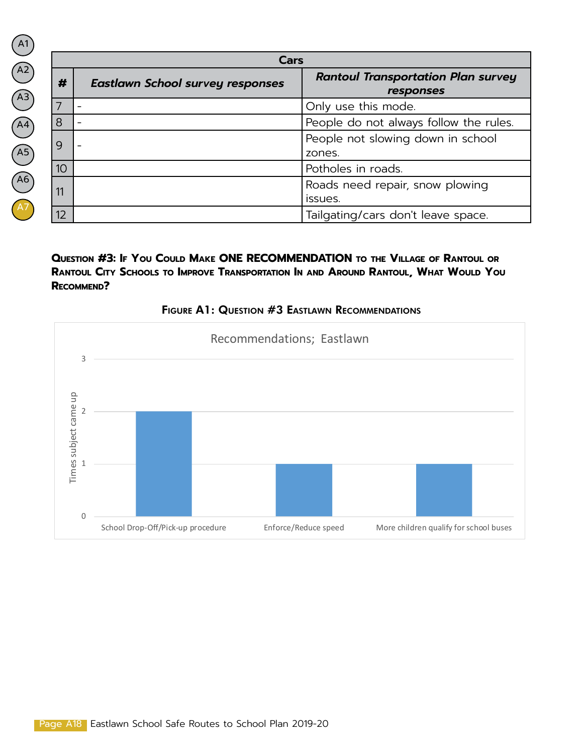| Cars | | |
|---|---|---|
| # | *Eastlawn School survey responses* | *Rantoul Transportation Plan survey responses* |
| 7 | - | Only use this mode. |
| 8 | - | People do not always follow the rules. |
| 9 | - | People not slowing down in school zones. |
| 10 | | Potholes in roads. |
| 11 | | Roads need repair, snow plowing issues. |
| 12 | | Tailgating/cars don't leave space. |

### Question #3: If You Could Make ONE RECOMMENDATION to the Village of Rantoul or Rantoul City Schools to Improve Transportation In and Around Rantoul, What Would You Recommend?

**Figure A1: Question #3 Eastlawn Recommendations**

Recommendations; Eastlawn

Times subject came up

3
2
1
0

School Drop-Off/Pick-up procedure
Enforce/Reduce speed
More children qualify for school buses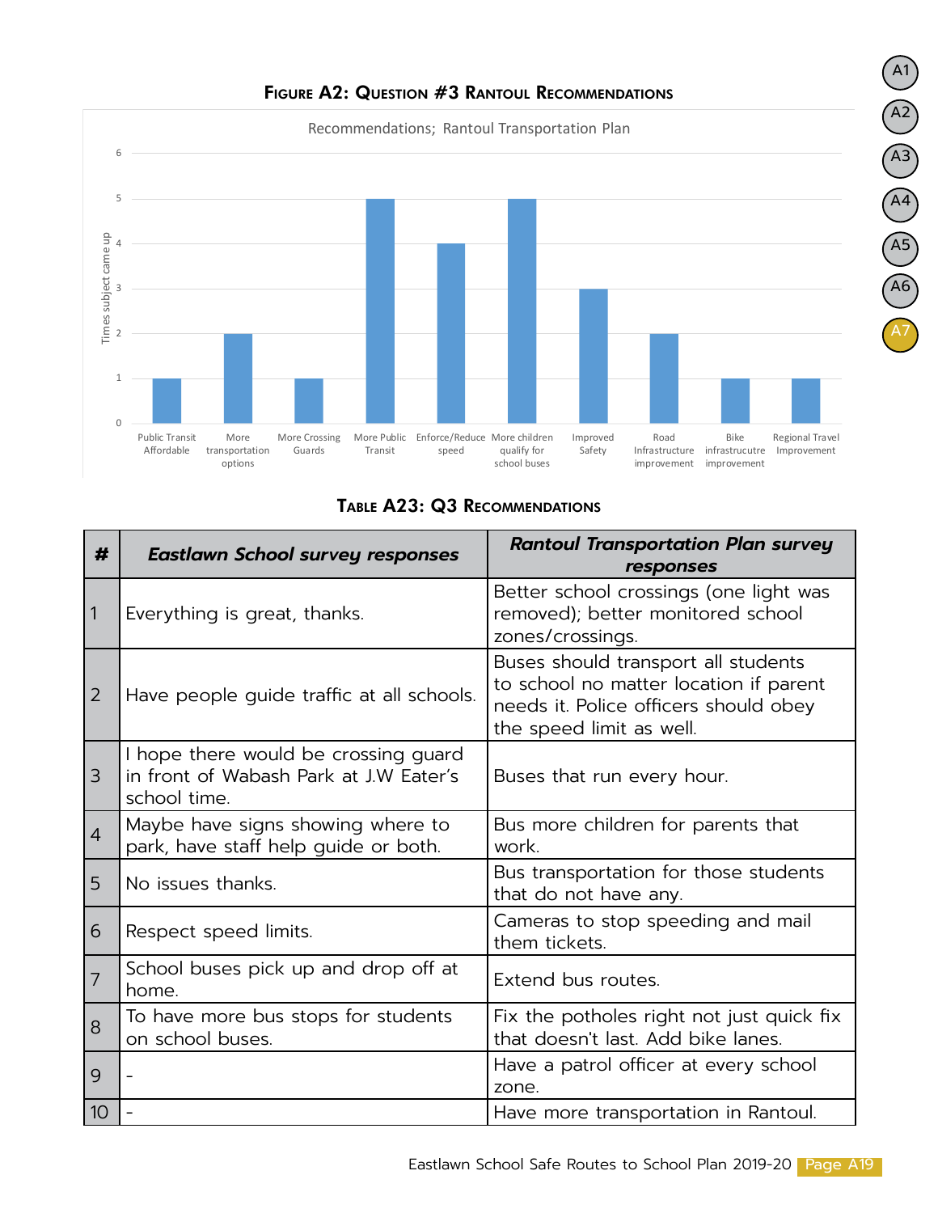## Figure A2: Question #3 Rantoul Recommendations

Recommendations; Rantoul Transportation Plan

| Recommendation | Times subject came up |
|---|---|
| Public Transit Affordable | 1 |
| More transportation options | 2 |
| More Crossing Guards | 1 |
| More Public Transit | 5 |
| Enforce/Reduce speed | 4 |
| More children qualify for school buses | 5 |
| Improved Safety | 3 |
| Road Infrastructure improvement | 2 |
| Bike infrastrucutre improvement | 1 |
| Regional Travel Improvement | 1 |

## Table A23: Q3 Recommendations

| # | *Eastlawn School survey responses* | *Rantoul Transportation Plan survey responses* |
|---|---|---|
| 1 | Everything is great, thanks. | Better school crossings (one light was removed); better monitored school zones/crossings. |
| 2 | Have people guide traffic at all schools. | Buses should transport all students to school no matter location if parent needs it. Police officers should obey the speed limit as well. |
| 3 | I hope there would be crossing guard in front of Wabash Park at J.W Eater's school time. | Buses that run every hour. |
| 4 | Maybe have signs showing where to park, have staff help guide or both. | Bus more children for parents that work. |
| 5 | No issues thanks. | Bus transportation for those students that do not have any. |
| 6 | Respect speed limits. | Cameras to stop speeding and mail them tickets. |
| 7 | School buses pick up and drop off at home. | Extend bus routes. |
| 8 | To have more bus stops for students on school buses. | Fix the potholes right not just quick fix that doesn't last. Add bike lanes. |
| 9 | - | Have a patrol officer at every school zone. |
| 10 | - | Have more transportation in Rantoul. |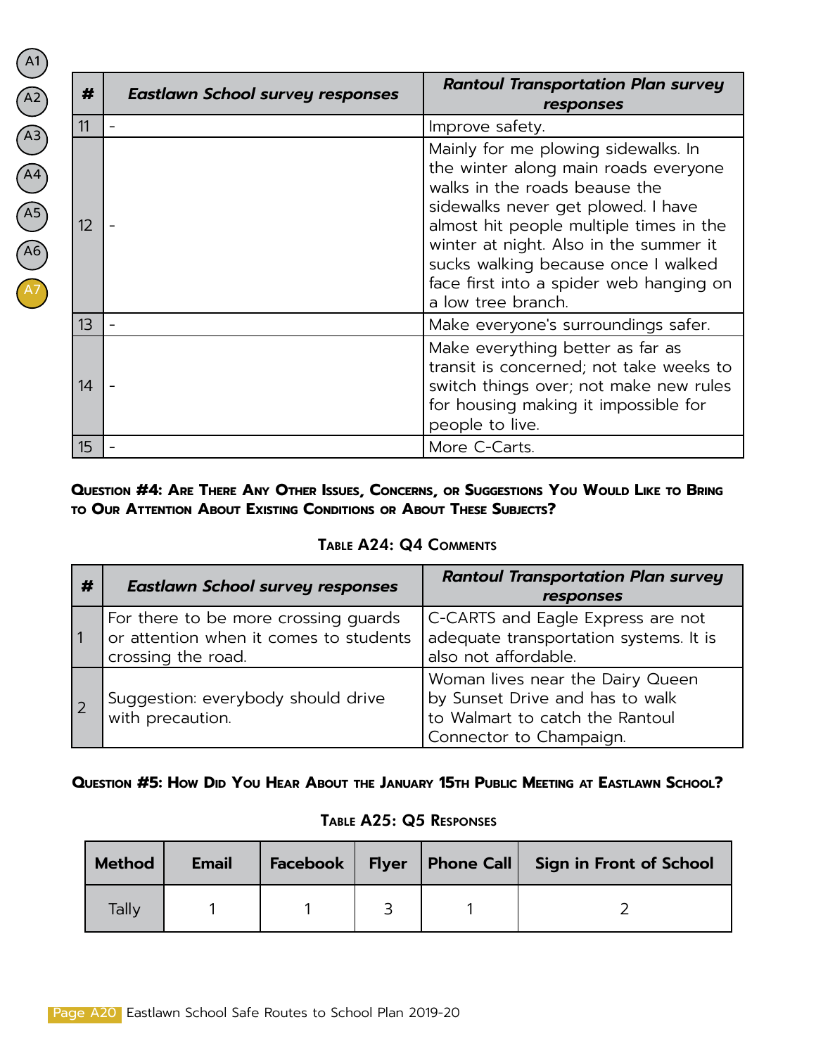| # | Eastlawn School survey responses | Rantoul Transportation Plan survey responses |
|---|---|---|
| 11 | - | Improve safety. |
| 12 | - | Mainly for me plowing sidewalks. In the winter along main roads everyone walks in the roads beause the sidewalks never get plowed. I have almost hit people multiple times in the winter at night. Also in the summer it sucks walking because once I walked face first into a spider web hanging on a low tree branch. |
| 13 | - | Make everyone's surroundings safer. |
| 14 | - | Make everything better as far as transit is concerned; not take weeks to switch things over; not make new rules for housing making it impossible for people to live. |
| 15 | - | More C-Carts. |

### Question #4: Are There Any Other Issues, Concerns, or Suggestions You Would Like to Bring to Our Attention About Existing Conditions or About These Subjects?

**Table A24: Q4 Comments**

| # | Eastlawn School survey responses | Rantoul Transportation Plan survey responses |
|---|---|---|
| 1 | For there to be more crossing guards or attention when it comes to students crossing the road. | C-CARTS and Eagle Express are not adequate transportation systems. It is also not affordable. |
| 2 | Suggestion: everybody should drive with precaution. | Woman lives near the Dairy Queen by Sunset Drive and has to walk to Walmart to catch the Rantoul Connector to Champaign. |

### Question #5: How Did You Hear About the January 15th Public Meeting at Eastlawn School?

**Table A25: Q5 Responses**

| Method | Email | Facebook | Flyer | Phone Call | Sign in Front of School |
|---|---|---|---|---|---|
| Tally | 1 | 1 | 3 | 1 | 2 |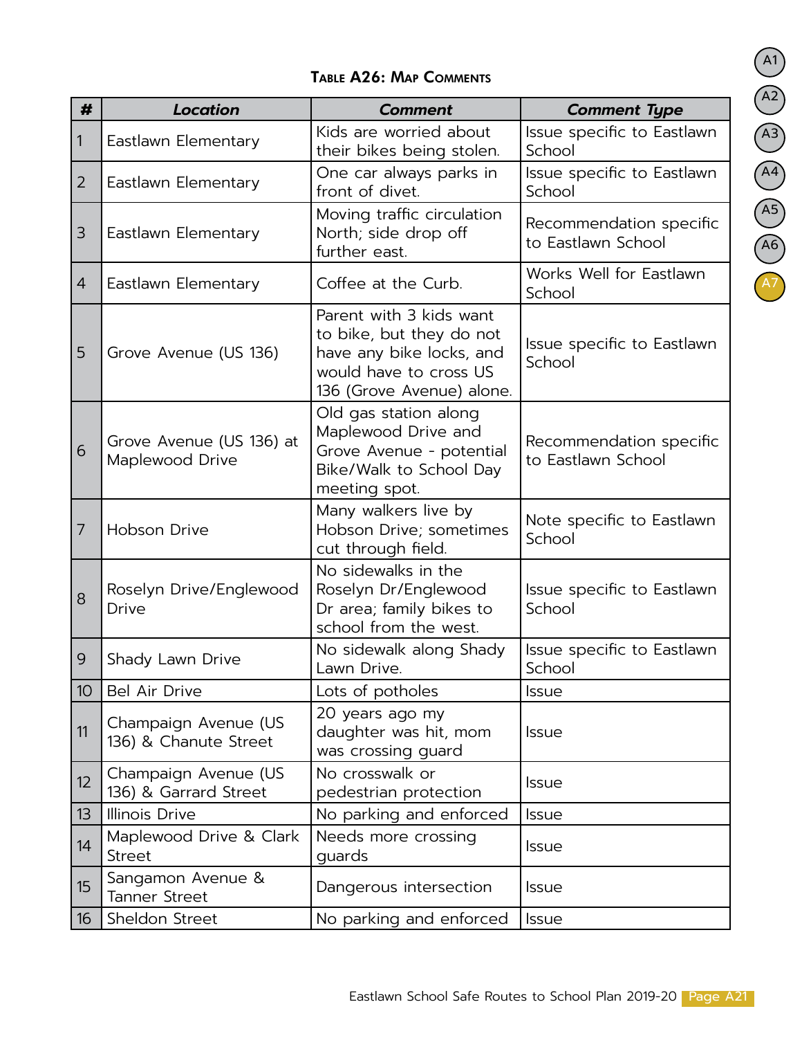**Table A26: Map Comments**

| # | *Location* | *Comment* | *Comment Type* |
|---|---|---|---|
| 1 | Eastlawn Elementary | Kids are worried about their bikes being stolen. | Issue specific to Eastlawn School |
| 2 | Eastlawn Elementary | One car always parks in front of divet. | Issue specific to Eastlawn School |
| 3 | Eastlawn Elementary | Moving traffic circulation North; side drop off further east. | Recommendation specific to Eastlawn School |
| 4 | Eastlawn Elementary | Coffee at the Curb. | Works Well for Eastlawn School |
| 5 | Grove Avenue (US 136) | Parent with 3 kids want to bike, but they do not have any bike locks, and would have to cross US 136 (Grove Avenue) alone. | Issue specific to Eastlawn School |
| 6 | Grove Avenue (US 136) at Maplewood Drive | Old gas station along Maplewood Drive and Grove Avenue - potential Bike/Walk to School Day meeting spot. | Recommendation specific to Eastlawn School |
| 7 | Hobson Drive | Many walkers live by Hobson Drive; sometimes cut through field. | Note specific to Eastlawn School |
| 8 | Roselyn Drive/Englewood Drive | No sidewalks in the Roselyn Dr/Englewood Dr area; family bikes to school from the west. | Issue specific to Eastlawn School |
| 9 | Shady Lawn Drive | No sidewalk along Shady Lawn Drive. | Issue specific to Eastlawn School |
| 10 | Bel Air Drive | Lots of potholes | Issue |
| 11 | Champaign Avenue (US 136) & Chanute Street | 20 years ago my daughter was hit, mom was crossing guard | Issue |
| 12 | Champaign Avenue (US 136) & Garrard Street | No crosswalk or pedestrian protection | Issue |
| 13 | Illinois Drive | No parking and enforced | Issue |
| 14 | Maplewood Drive & Clark Street | Needs more crossing guards | Issue |
| 15 | Sangamon Avenue & Tanner Street | Dangerous intersection | Issue |
| 16 | Sheldon Street | No parking and enforced | Issue |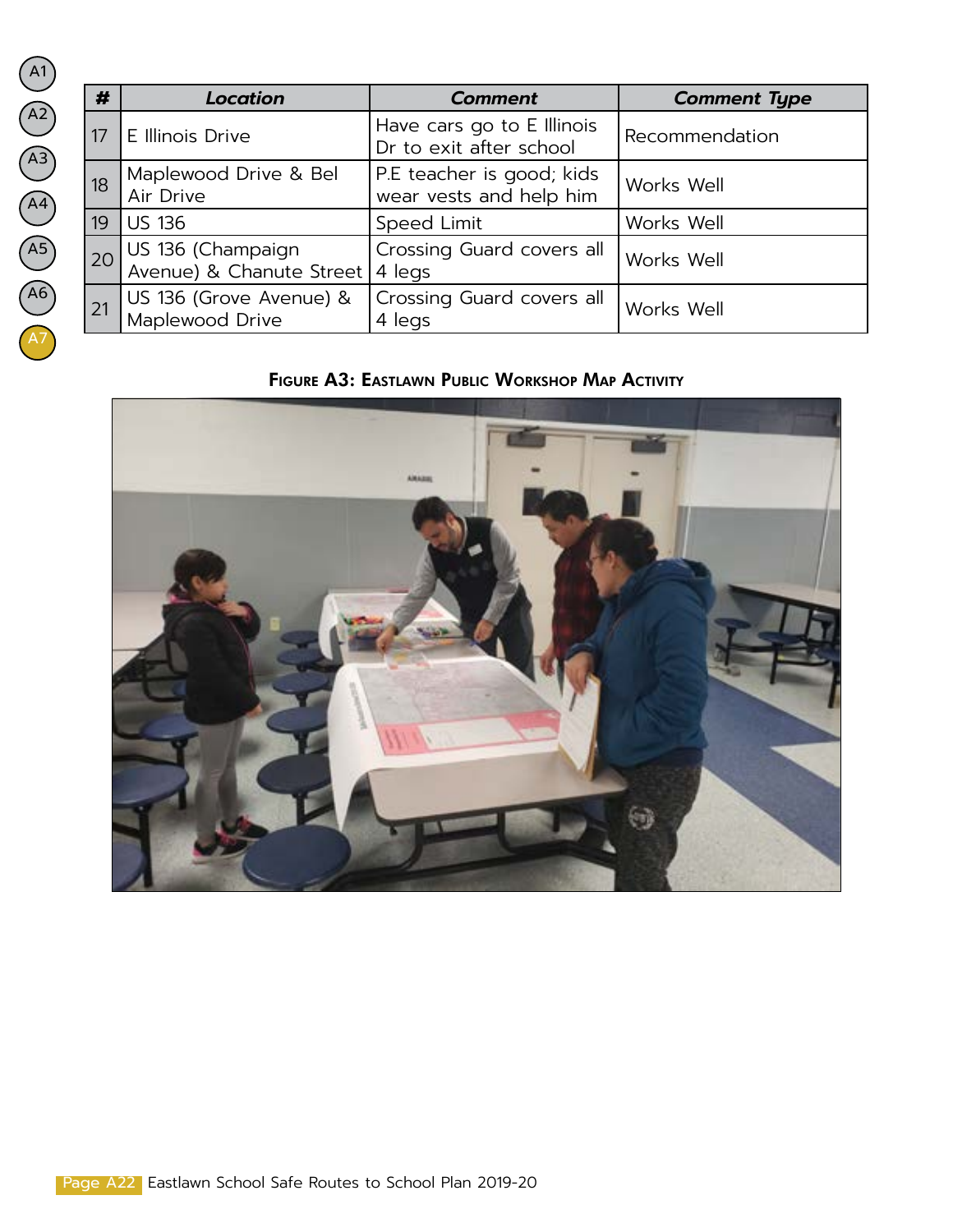| # | Location | Comment | Comment Type |
|---|---|---|---|
| 17 | E Illinois Drive | Have cars go to E Illinois Dr to exit after school | Recommendation |
| 18 | Maplewood Drive & Bel Air Drive | P.E teacher is good; kids wear vests and help him | Works Well |
| 19 | US 136 | Speed Limit | Works Well |
| 20 | US 136 (Champaign Avenue) & Chanute Street | Crossing Guard covers all 4 legs | Works Well |
| 21 | US 136 (Grove Avenue) & Maplewood Drive | Crossing Guard covers all 4 legs | Works Well |

**Figure A3: Eastlawn Public Workshop Map Activity**